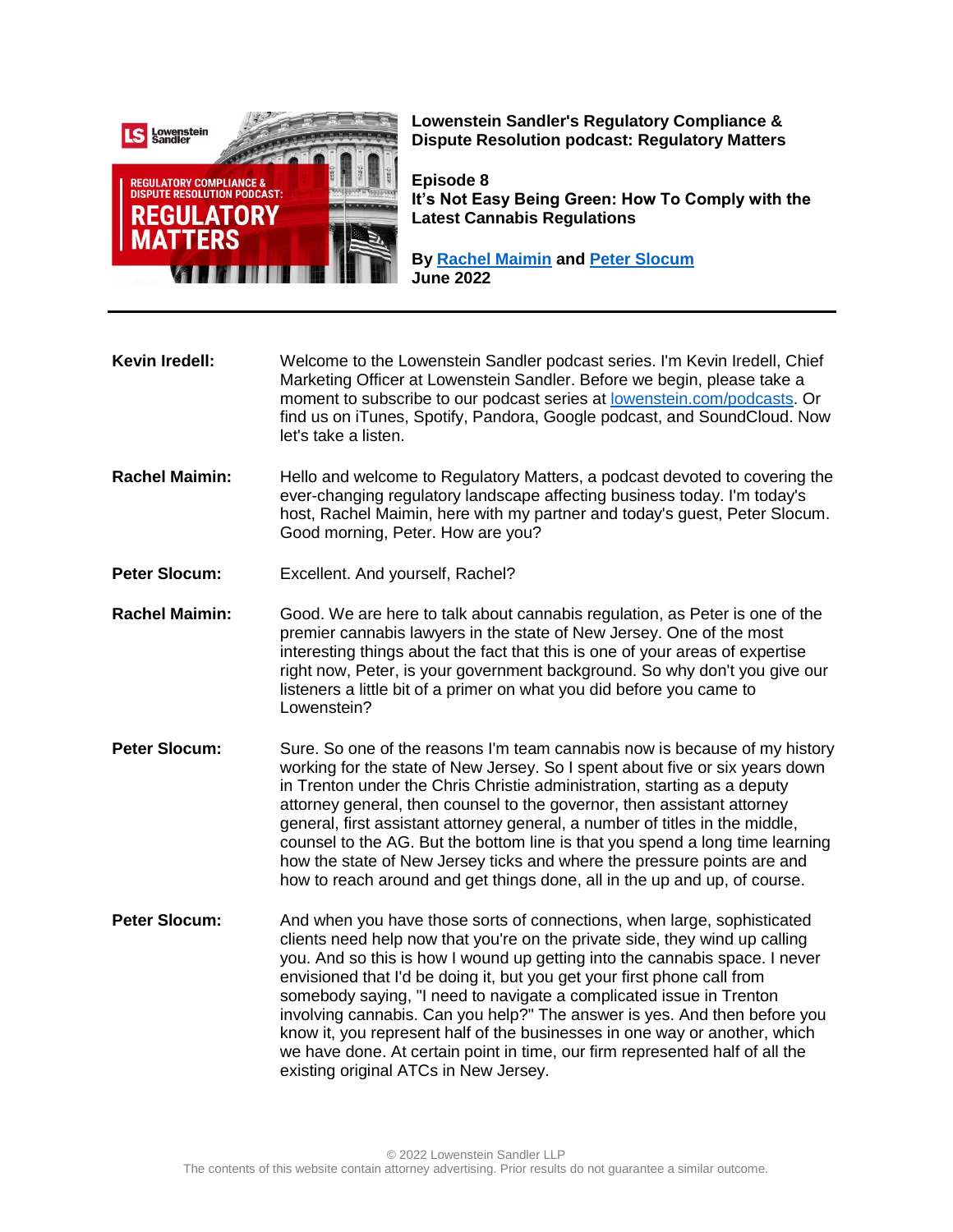**Lowenstein Sandler's Regulatory Compliance & Dispute Resolution podcast: Regulatory Matters**

**Episode 8**
**It's Not Easy Being Green: How To Comply with the Latest Cannabis Regulations**

**By [Rachel Maimin](#) and [Peter Slocum](#)**
**June 2022**

---

**Kevin Iredell:** Welcome to the Lowenstein Sandler podcast series. I'm Kevin Iredell, Chief Marketing Officer at Lowenstein Sandler. Before we begin, please take a moment to subscribe to our podcast series at [lowenstein.com/podcasts](#). Or find us on iTunes, Spotify, Pandora, Google podcast, and SoundCloud. Now let's take a listen.

**Rachel Maimin:** Hello and welcome to Regulatory Matters, a podcast devoted to covering the ever-changing regulatory landscape affecting business today. I'm today's host, Rachel Maimin, here with my partner and today's guest, Peter Slocum. Good morning, Peter. How are you?

**Peter Slocum:** Excellent. And yourself, Rachel?

**Rachel Maimin:** Good. We are here to talk about cannabis regulation, as Peter is one of the premier cannabis lawyers in the state of New Jersey. One of the most interesting things about the fact that this is one of your areas of expertise right now, Peter, is your government background. So why don't you give our listeners a little bit of a primer on what you did before you came to Lowenstein?

**Peter Slocum:** Sure. So one of the reasons I'm team cannabis now is because of my history working for the state of New Jersey. So I spent about five or six years down in Trenton under the Chris Christie administration, starting as a deputy attorney general, then counsel to the governor, then assistant attorney general, first assistant attorney general, a number of titles in the middle, counsel to the AG. But the bottom line is that you spend a long time learning how the state of New Jersey ticks and where the pressure points are and how to reach around and get things done, all in the up and up, of course.

**Peter Slocum:** And when you have those sorts of connections, when large, sophisticated clients need help now that you're on the private side, they wind up calling you. And so this is how I wound up getting into the cannabis space. I never envisioned that I'd be doing it, but you get your first phone call from somebody saying, "I need to navigate a complicated issue in Trenton involving cannabis. Can you help?" The answer is yes. And then before you know it, you represent half of the businesses in one way or another, which we have done. At certain point in time, our firm represented half of all the existing original ATCs in New Jersey.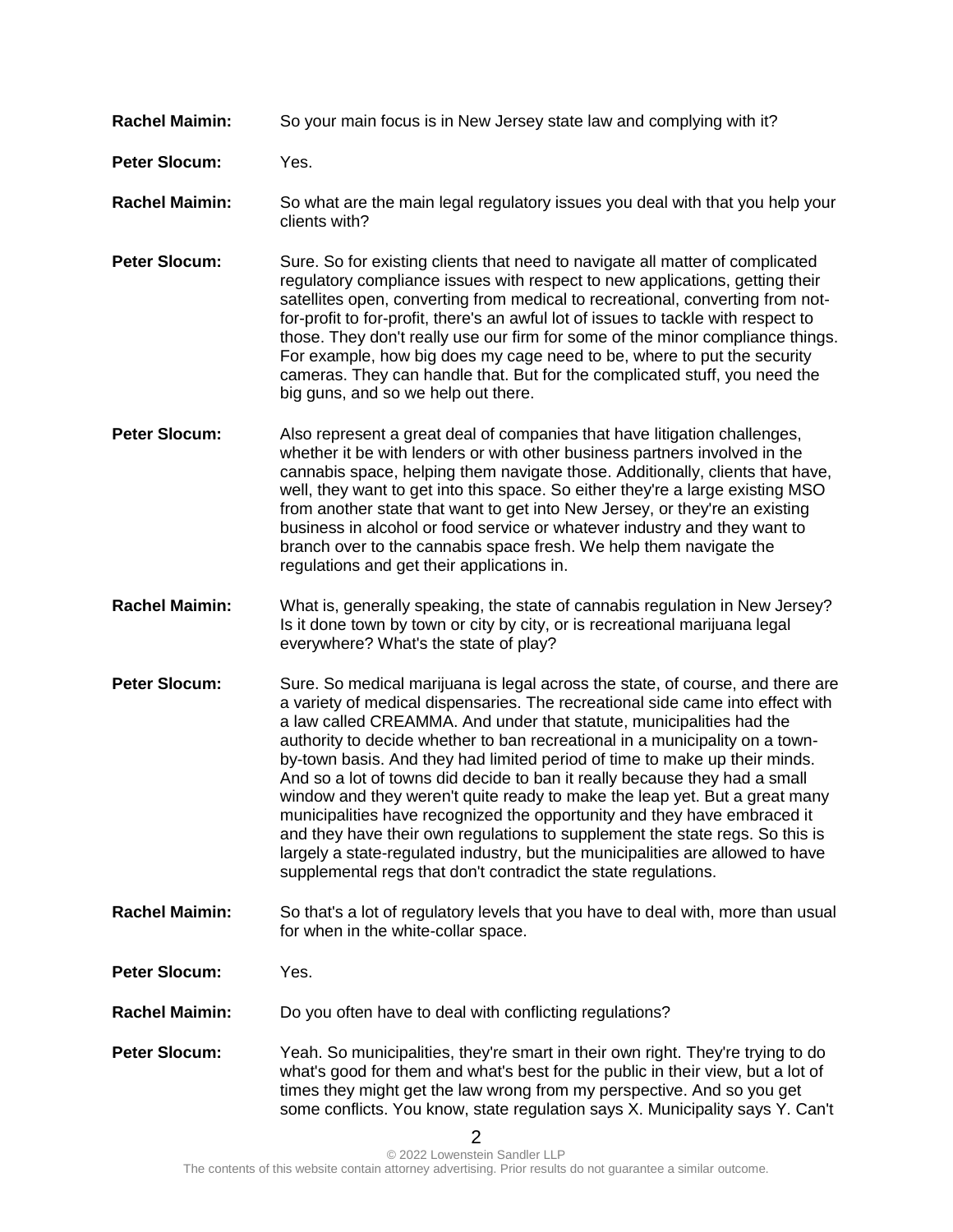**Rachel Maimin:** So your main focus is in New Jersey state law and complying with it?

**Peter Slocum:** Yes.

**Rachel Maimin:** So what are the main legal regulatory issues you deal with that you help your clients with?

**Peter Slocum:** Sure. So for existing clients that need to navigate all matter of complicated regulatory compliance issues with respect to new applications, getting their satellites open, converting from medical to recreational, converting from not-for-profit to for-profit, there's an awful lot of issues to tackle with respect to those. They don't really use our firm for some of the minor compliance things. For example, how big does my cage need to be, where to put the security cameras. They can handle that. But for the complicated stuff, you need the big guns, and so we help out there.

**Peter Slocum:** Also represent a great deal of companies that have litigation challenges, whether it be with lenders or with other business partners involved in the cannabis space, helping them navigate those. Additionally, clients that have, well, they want to get into this space. So either they're a large existing MSO from another state that want to get into New Jersey, or they're an existing business in alcohol or food service or whatever industry and they want to branch over to the cannabis space fresh. We help them navigate the regulations and get their applications in.

**Rachel Maimin:** What is, generally speaking, the state of cannabis regulation in New Jersey? Is it done town by town or city by city, or is recreational marijuana legal everywhere? What's the state of play?

**Peter Slocum:** Sure. So medical marijuana is legal across the state, of course, and there are a variety of medical dispensaries. The recreational side came into effect with a law called CREAMMA. And under that statute, municipalities had the authority to decide whether to ban recreational in a municipality on a town-by-town basis. And they had limited period of time to make up their minds. And so a lot of towns did decide to ban it really because they had a small window and they weren't quite ready to make the leap yet. But a great many municipalities have recognized the opportunity and they have embraced it and they have their own regulations to supplement the state regs. So this is largely a state-regulated industry, but the municipalities are allowed to have supplemental regs that don't contradict the state regulations.

**Rachel Maimin:** So that's a lot of regulatory levels that you have to deal with, more than usual for when in the white-collar space.

**Peter Slocum:** Yes.

**Rachel Maimin:** Do you often have to deal with conflicting regulations?

**Peter Slocum:** Yeah. So municipalities, they're smart in their own right. They're trying to do what's good for them and what's best for the public in their view, but a lot of times they might get the law wrong from my perspective. And so you get some conflicts. You know, state regulation says X. Municipality says Y. Can't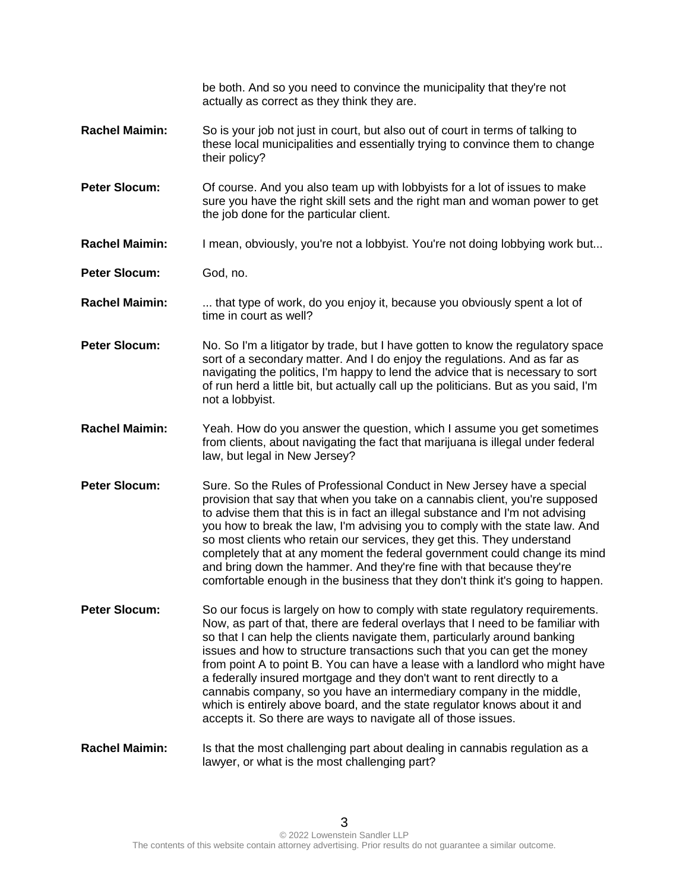be both. And so you need to convince the municipality that they're not actually as correct as they think they are.

**Rachel Maimin:** So is your job not just in court, but also out of court in terms of talking to these local municipalities and essentially trying to convince them to change their policy?

**Peter Slocum:** Of course. And you also team up with lobbyists for a lot of issues to make sure you have the right skill sets and the right man and woman power to get the job done for the particular client.

**Rachel Maimin:** I mean, obviously, you're not a lobbyist. You're not doing lobbying work but...

**Peter Slocum:** God, no.

**Rachel Maimin:** ... that type of work, do you enjoy it, because you obviously spent a lot of time in court as well?

**Peter Slocum:** No. So I'm a litigator by trade, but I have gotten to know the regulatory space sort of a secondary matter. And I do enjoy the regulations. And as far as navigating the politics, I'm happy to lend the advice that is necessary to sort of run herd a little bit, but actually call up the politicians. But as you said, I'm not a lobbyist.

**Rachel Maimin:** Yeah. How do you answer the question, which I assume you get sometimes from clients, about navigating the fact that marijuana is illegal under federal law, but legal in New Jersey?

**Peter Slocum:** Sure. So the Rules of Professional Conduct in New Jersey have a special provision that say that when you take on a cannabis client, you're supposed to advise them that this is in fact an illegal substance and I'm not advising you how to break the law, I'm advising you to comply with the state law. And so most clients who retain our services, they get this. They understand completely that at any moment the federal government could change its mind and bring down the hammer. And they're fine with that because they're comfortable enough in the business that they don't think it's going to happen.

**Peter Slocum:** So our focus is largely on how to comply with state regulatory requirements. Now, as part of that, there are federal overlays that I need to be familiar with so that I can help the clients navigate them, particularly around banking issues and how to structure transactions such that you can get the money from point A to point B. You can have a lease with a landlord who might have a federally insured mortgage and they don't want to rent directly to a cannabis company, so you have an intermediary company in the middle, which is entirely above board, and the state regulator knows about it and accepts it. So there are ways to navigate all of those issues.

**Rachel Maimin:** Is that the most challenging part about dealing in cannabis regulation as a lawyer, or what is the most challenging part?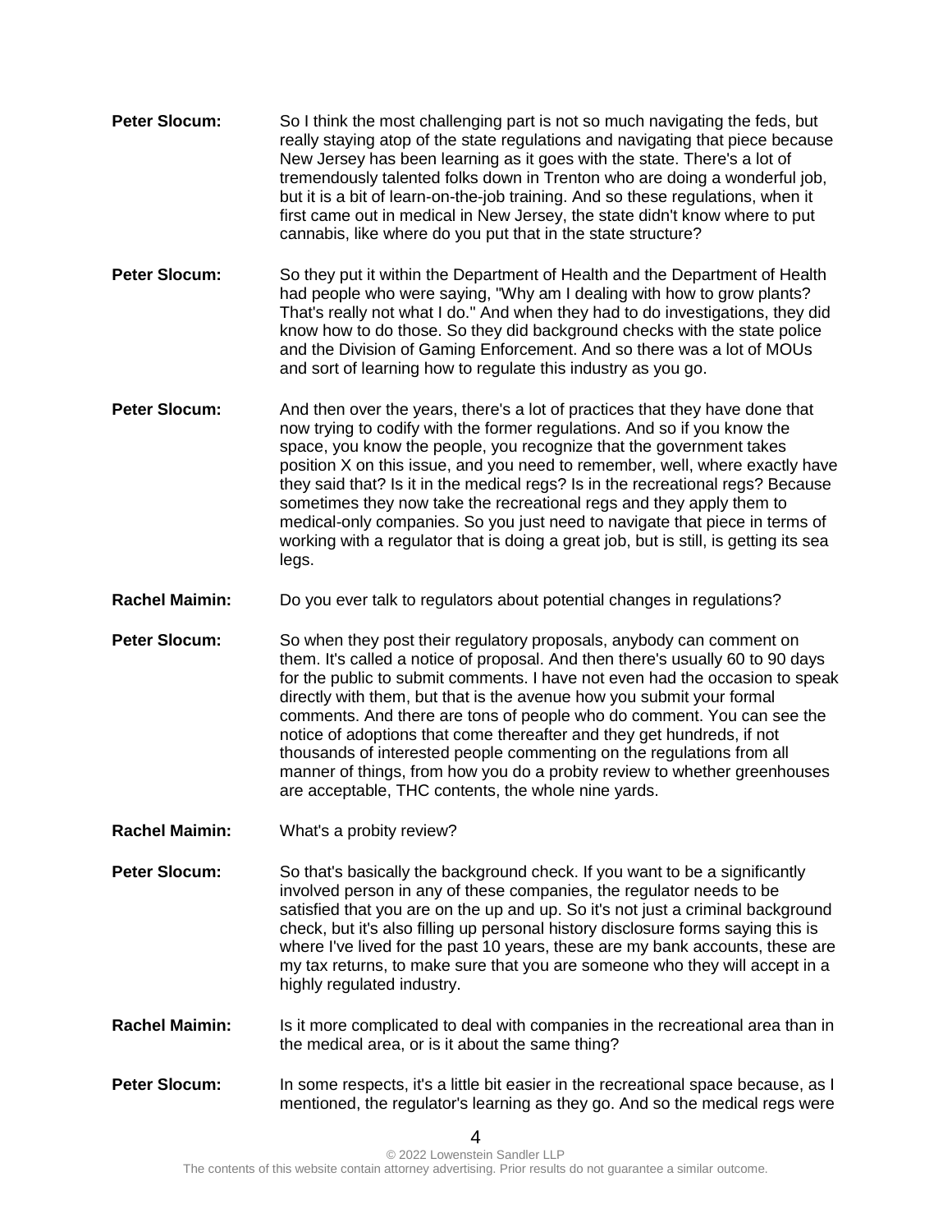**Peter Slocum:** So I think the most challenging part is not so much navigating the feds, but really staying atop of the state regulations and navigating that piece because New Jersey has been learning as it goes with the state. There's a lot of tremendously talented folks down in Trenton who are doing a wonderful job, but it is a bit of learn-on-the-job training. And so these regulations, when it first came out in medical in New Jersey, the state didn't know where to put cannabis, like where do you put that in the state structure?

**Peter Slocum:** So they put it within the Department of Health and the Department of Health had people who were saying, "Why am I dealing with how to grow plants? That's really not what I do." And when they had to do investigations, they did know how to do those. So they did background checks with the state police and the Division of Gaming Enforcement. And so there was a lot of MOUs and sort of learning how to regulate this industry as you go.

**Peter Slocum:** And then over the years, there's a lot of practices that they have done that now trying to codify with the former regulations. And so if you know the space, you know the people, you recognize that the government takes position X on this issue, and you need to remember, well, where exactly have they said that? Is it in the medical regs? Is in the recreational regs? Because sometimes they now take the recreational regs and they apply them to medical-only companies. So you just need to navigate that piece in terms of working with a regulator that is doing a great job, but is still, is getting its sea legs.

**Rachel Maimin:** Do you ever talk to regulators about potential changes in regulations?

**Peter Slocum:** So when they post their regulatory proposals, anybody can comment on them. It's called a notice of proposal. And then there's usually 60 to 90 days for the public to submit comments. I have not even had the occasion to speak directly with them, but that is the avenue how you submit your formal comments. And there are tons of people who do comment. You can see the notice of adoptions that come thereafter and they get hundreds, if not thousands of interested people commenting on the regulations from all manner of things, from how you do a probity review to whether greenhouses are acceptable, THC contents, the whole nine yards.

**Rachel Maimin:** What's a probity review?

**Peter Slocum:** So that's basically the background check. If you want to be a significantly involved person in any of these companies, the regulator needs to be satisfied that you are on the up and up. So it's not just a criminal background check, but it's also filling up personal history disclosure forms saying this is where I've lived for the past 10 years, these are my bank accounts, these are my tax returns, to make sure that you are someone who they will accept in a highly regulated industry.

**Rachel Maimin:** Is it more complicated to deal with companies in the recreational area than in the medical area, or is it about the same thing?

**Peter Slocum:** In some respects, it's a little bit easier in the recreational space because, as I mentioned, the regulator's learning as they go. And so the medical regs were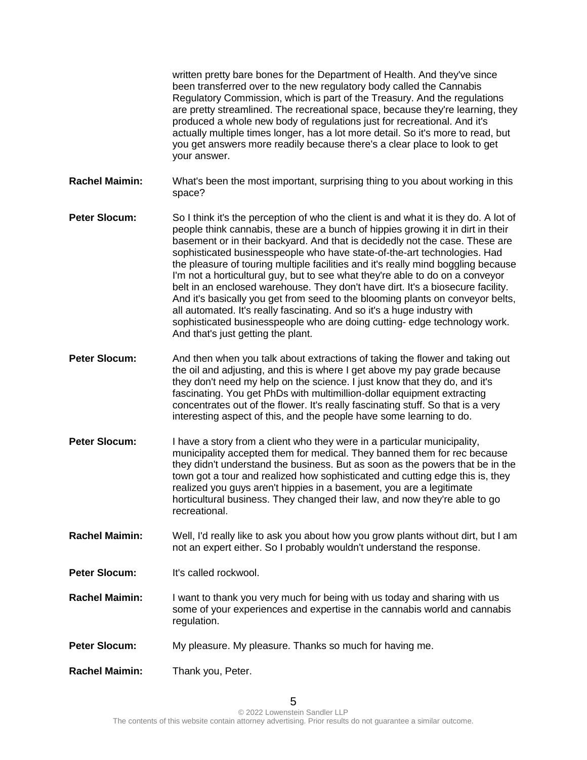written pretty bare bones for the Department of Health. And they've since been transferred over to the new regulatory body called the Cannabis Regulatory Commission, which is part of the Treasury. And the regulations are pretty streamlined. The recreational space, because they're learning, they produced a whole new body of regulations just for recreational. And it's actually multiple times longer, has a lot more detail. So it's more to read, but you get answers more readily because there's a clear place to look to get your answer.

**Rachel Maimin:** What's been the most important, surprising thing to you about working in this space?

**Peter Slocum:** So I think it's the perception of who the client is and what it is they do. A lot of people think cannabis, these are a bunch of hippies growing it in dirt in their basement or in their backyard. And that is decidedly not the case. These are sophisticated businesspeople who have state-of-the-art technologies. Had the pleasure of touring multiple facilities and it's really mind boggling because I'm not a horticultural guy, but to see what they're able to do on a conveyor belt in an enclosed warehouse. They don't have dirt. It's a biosecure facility. And it's basically you get from seed to the blooming plants on conveyor belts, all automated. It's really fascinating. And so it's a huge industry with sophisticated businesspeople who are doing cutting- edge technology work. And that's just getting the plant.

**Peter Slocum:** And then when you talk about extractions of taking the flower and taking out the oil and adjusting, and this is where I get above my pay grade because they don't need my help on the science. I just know that they do, and it's fascinating. You get PhDs with multimillion-dollar equipment extracting concentrates out of the flower. It's really fascinating stuff. So that is a very interesting aspect of this, and the people have some learning to do.

**Peter Slocum:** I have a story from a client who they were in a particular municipality, municipality accepted them for medical. They banned them for rec because they didn't understand the business. But as soon as the powers that be in the town got a tour and realized how sophisticated and cutting edge this is, they realized you guys aren't hippies in a basement, you are a legitimate horticultural business. They changed their law, and now they're able to go recreational.

**Rachel Maimin:** Well, I'd really like to ask you about how you grow plants without dirt, but I am not an expert either. So I probably wouldn't understand the response.

**Peter Slocum:** It's called rockwool.

**Rachel Maimin:** I want to thank you very much for being with us today and sharing with us some of your experiences and expertise in the cannabis world and cannabis regulation.

**Peter Slocum:** My pleasure. My pleasure. Thanks so much for having me.

**Rachel Maimin:** Thank you, Peter.

© 2022 Lowenstein Sandler LLP
The contents of this website contain attorney advertising. Prior results do not guarantee a similar outcome.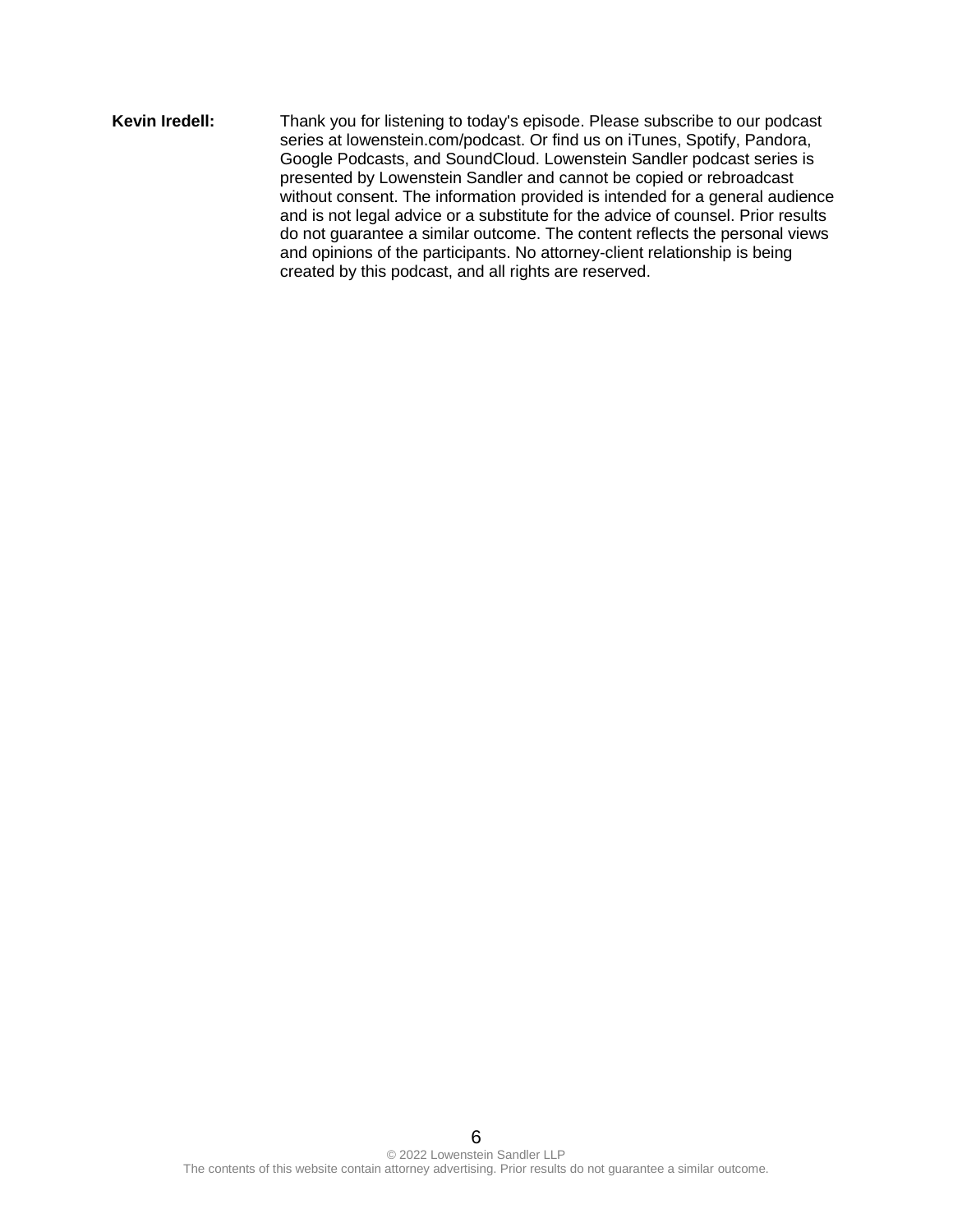**Kevin Iredell:** Thank you for listening to today's episode. Please subscribe to our podcast series at lowenstein.com/podcast. Or find us on iTunes, Spotify, Pandora, Google Podcasts, and SoundCloud. Lowenstein Sandler podcast series is presented by Lowenstein Sandler and cannot be copied or rebroadcast without consent. The information provided is intended for a general audience and is not legal advice or a substitute for the advice of counsel. Prior results do not guarantee a similar outcome. The content reflects the personal views and opinions of the participants. No attorney-client relationship is being created by this podcast, and all rights are reserved.